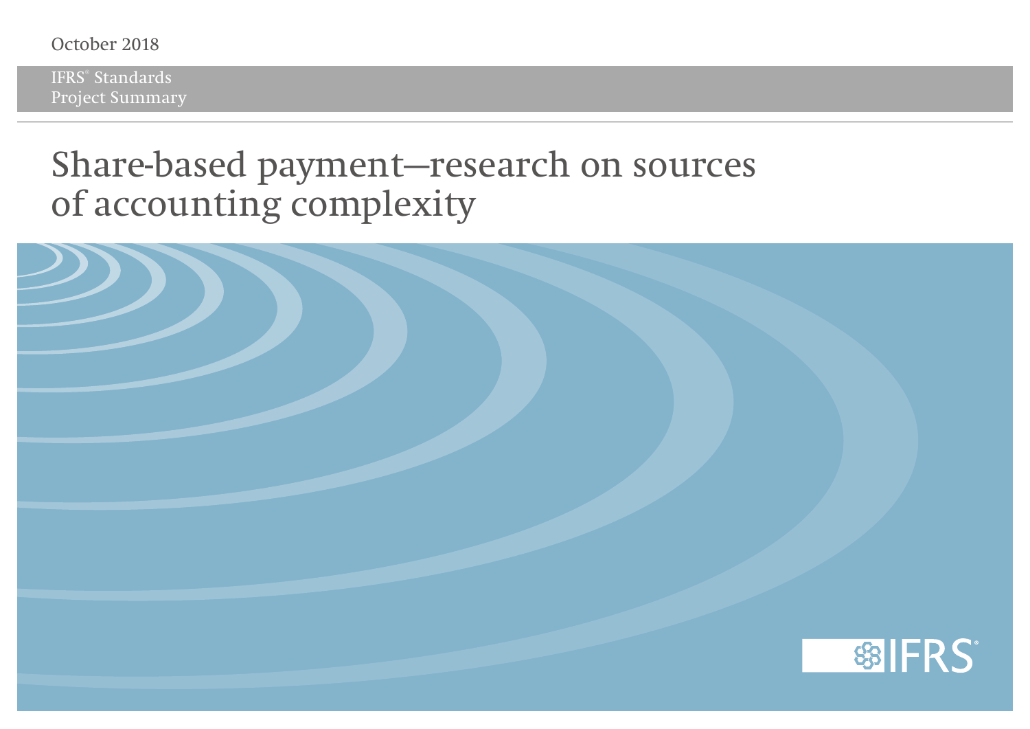October 2018

IFRS® Standards
Project Summary

# Share-based payment—research on sources of accounting complexity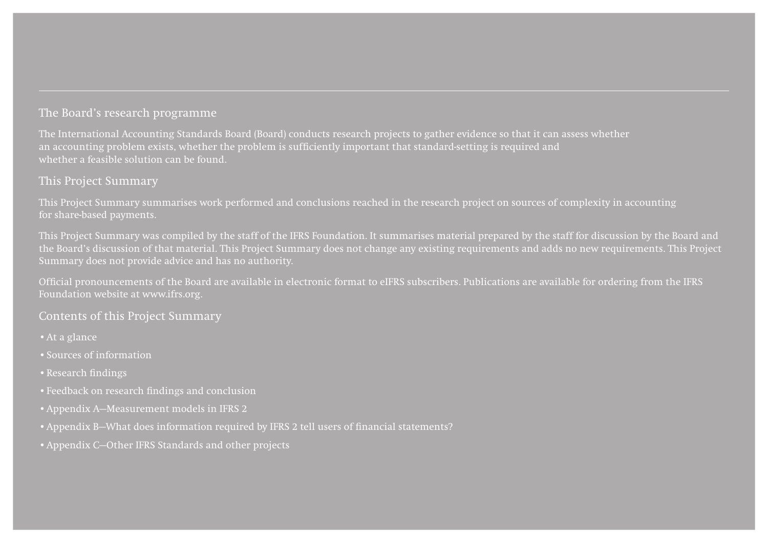## The Board's research programme

The International Accounting Standards Board (Board) conducts research projects to gather evidence so that it can assess whether an accounting problem exists, whether the problem is sufficiently important that standard-setting is required and whether a feasible solution can be found.

## This Project Summary

This Project Summary summarises work performed and conclusions reached in the research project on sources of complexity in accounting for share-based payments.

This Project Summary was compiled by the staff of the IFRS Foundation. It summarises material prepared by the staff for discussion by the Board and the Board's discussion of that material. This Project Summary does not change any existing requirements and adds no new requirements. This Project Summary does not provide advice and has no authority.

Official pronouncements of the Board are available in electronic format to eIFRS subscribers. Publications are available for ordering from the IFRS Foundation website at www.ifrs.org.

## Contents of this Project Summary

- At a glance
- Sources of information
- Research findings
- Feedback on research findings and conclusion
- Appendix A—Measurement models in IFRS 2
- Appendix B—What does information required by IFRS 2 tell users of financial statements?
- Appendix C—Other IFRS Standards and other projects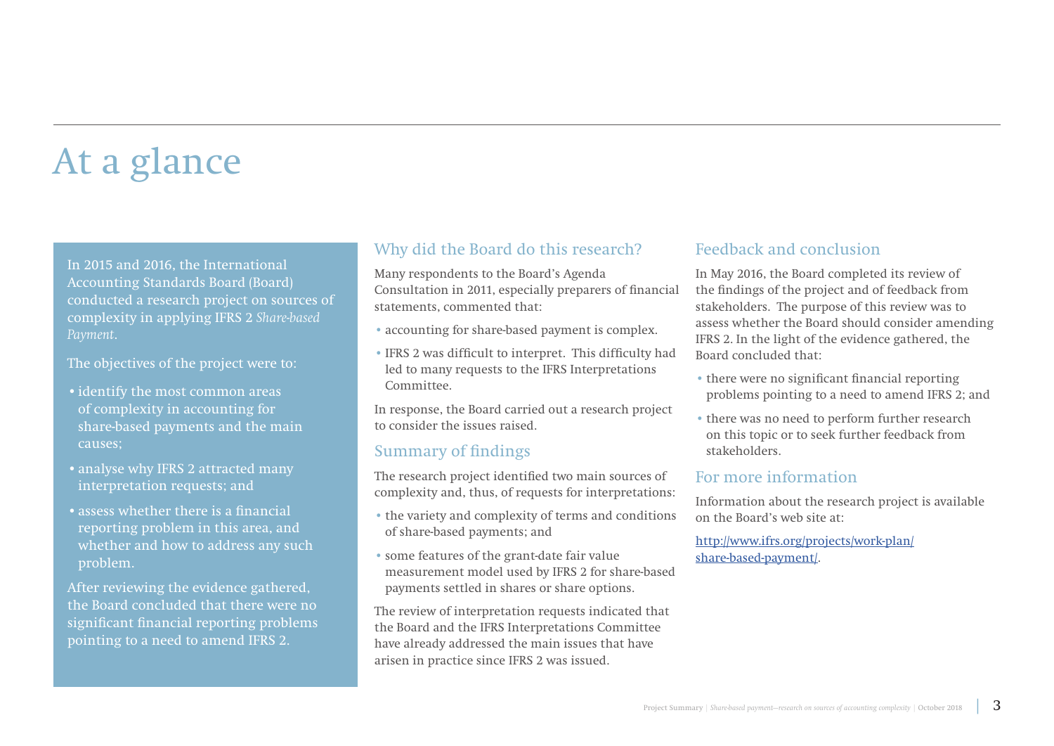# At a glance

In 2015 and 2016, the International Accounting Standards Board (Board) conducted a research project on sources of complexity in applying IFRS 2 *Share-based Payment*.

The objectives of the project were to:

- identify the most common areas of complexity in accounting for share-based payments and the main causes;
- analyse why IFRS 2 attracted many interpretation requests; and
- assess whether there is a financial reporting problem in this area, and whether and how to address any such problem.

After reviewing the evidence gathered, the Board concluded that there were no significant financial reporting problems pointing to a need to amend IFRS 2.

## Why did the Board do this research?

Many respondents to the Board's Agenda Consultation in 2011, especially preparers of financial statements, commented that:

- accounting for share-based payment is complex.
- IFRS 2 was difficult to interpret. This difficulty had led to many requests to the IFRS Interpretations Committee.

In response, the Board carried out a research project to consider the issues raised.

## Summary of findings

The research project identified two main sources of complexity and, thus, of requests for interpretations:

- the variety and complexity of terms and conditions of share-based payments; and
- some features of the grant-date fair value measurement model used by IFRS 2 for share-based payments settled in shares or share options.

The review of interpretation requests indicated that the Board and the IFRS Interpretations Committee have already addressed the main issues that have arisen in practice since IFRS 2 was issued.

## Feedback and conclusion

In May 2016, the Board completed its review of the findings of the project and of feedback from stakeholders. The purpose of this review was to assess whether the Board should consider amending IFRS 2. In the light of the evidence gathered, the Board concluded that:

- there were no significant financial reporting problems pointing to a need to amend IFRS 2; and
- there was no need to perform further research on this topic or to seek further feedback from stakeholders.

## For more information

Information about the research project is available on the Board's web site at:

http://www.ifrs.org/projects/work-plan/share-based-payment/.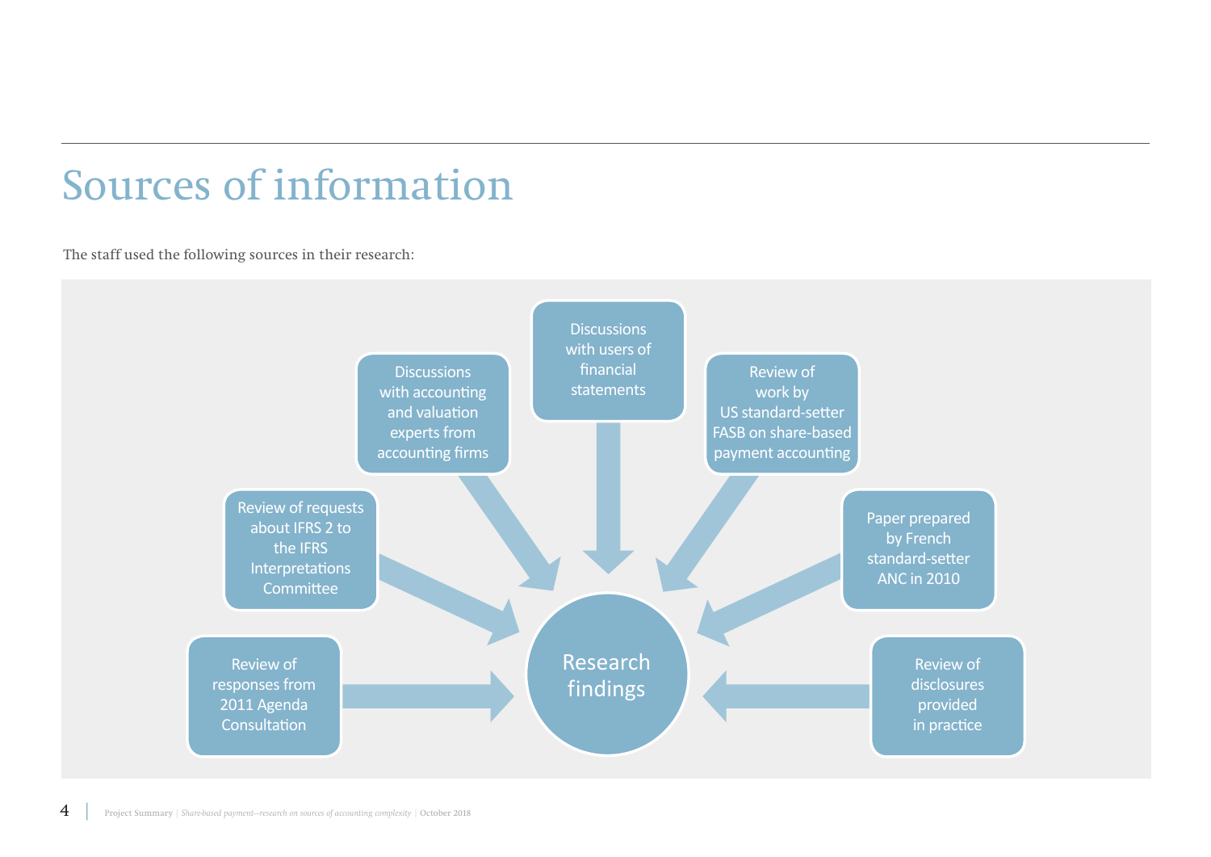# Sources of information

The staff used the following sources in their research:

- Review of responses from 2011 Agenda Consultation
- Review of requests about IFRS 2 to the IFRS Interpretations Committee
- Discussions with accounting and valuation experts from accounting firms
- Discussions with users of financial statements
- Review of work by US standard-setter FASB on share-based payment accounting
- Paper prepared by French standard-setter ANC in 2010
- Review of disclosures provided in practice

→ Research findings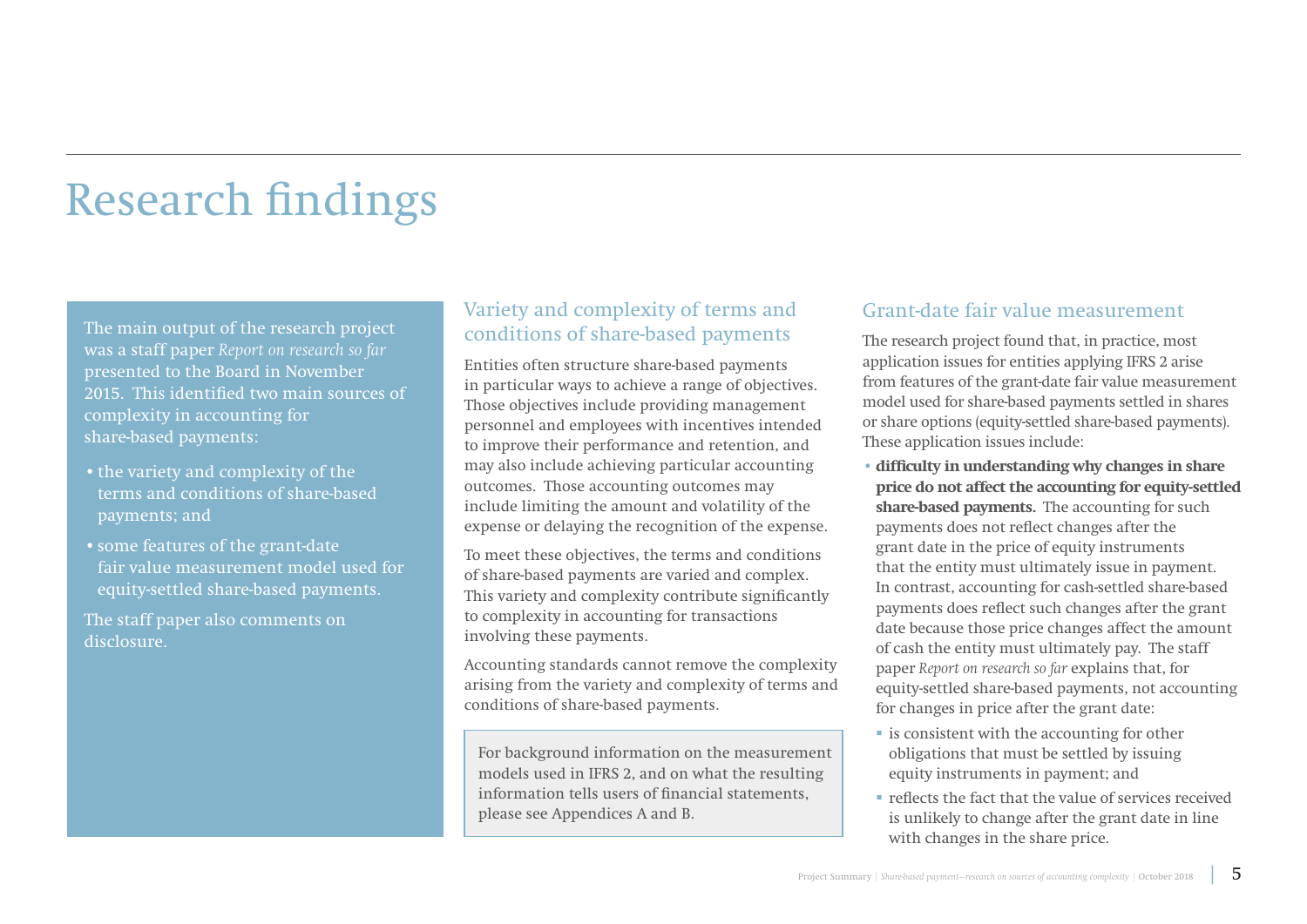# Research findings

The main output of the research project was a staff paper *Report on research so far* presented to the Board in November 2015. This identified two main sources of complexity in accounting for share-based payments:

- the variety and complexity of the terms and conditions of share-based payments; and
- some features of the grant-date fair value measurement model used for equity-settled share-based payments.

The staff paper also comments on disclosure.

## Variety and complexity of terms and conditions of share-based payments

Entities often structure share-based payments in particular ways to achieve a range of objectives. Those objectives include providing management personnel and employees with incentives intended to improve their performance and retention, and may also include achieving particular accounting outcomes. Those accounting outcomes may include limiting the amount and volatility of the expense or delaying the recognition of the expense.

To meet these objectives, the terms and conditions of share-based payments are varied and complex. This variety and complexity contribute significantly to complexity in accounting for transactions involving these payments.

Accounting standards cannot remove the complexity arising from the variety and complexity of terms and conditions of share-based payments.

For background information on the measurement models used in IFRS 2, and on what the resulting information tells users of financial statements, please see Appendices A and B.

## Grant-date fair value measurement

The research project found that, in practice, most application issues for entities applying IFRS 2 arise from features of the grant-date fair value measurement model used for share-based payments settled in shares or share options (equity-settled share-based payments). These application issues include:

- **difficulty in understanding why changes in share price do not affect the accounting for equity-settled share-based payments.** The accounting for such payments does not reflect changes after the grant date in the price of equity instruments that the entity must ultimately issue in payment. In contrast, accounting for cash-settled share-based payments does reflect such changes after the grant date because those price changes affect the amount of cash the entity must ultimately pay. The staff paper *Report on research so far* explains that, for equity-settled share-based payments, not accounting for changes in price after the grant date:
  - is consistent with the accounting for other obligations that must be settled by issuing equity instruments in payment; and
  - reflects the fact that the value of services received is unlikely to change after the grant date in line with changes in the share price.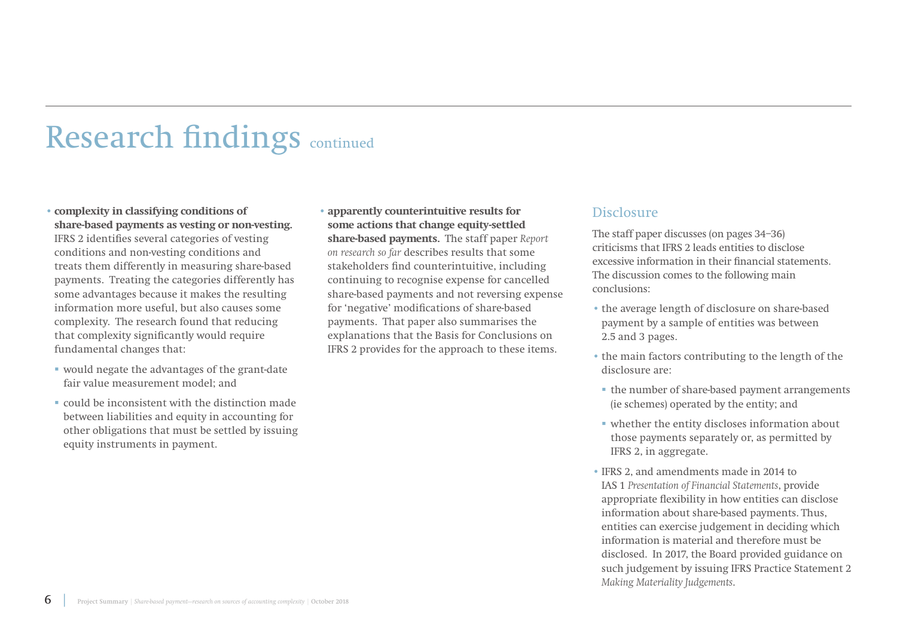# Research findings continued

- **complexity in classifying conditions of share-based payments as vesting or non-vesting.** IFRS 2 identifies several categories of vesting conditions and non-vesting conditions and treats them differently in measuring share-based payments. Treating the categories differently has some advantages because it makes the resulting information more useful, but also causes some complexity. The research found that reducing that complexity significantly would require fundamental changes that:
  - would negate the advantages of the grant-date fair value measurement model; and
  - could be inconsistent with the distinction made between liabilities and equity in accounting for other obligations that must be settled by issuing equity instruments in payment.

- **apparently counterintuitive results for some actions that change equity-settled share-based payments.** The staff paper *Report on research so far* describes results that some stakeholders find counterintuitive, including continuing to recognise expense for cancelled share-based payments and not reversing expense for 'negative' modifications of share-based payments. That paper also summarises the explanations that the Basis for Conclusions on IFRS 2 provides for the approach to these items.

## Disclosure

The staff paper discusses (on pages 34–36) criticisms that IFRS 2 leads entities to disclose excessive information in their financial statements. The discussion comes to the following main conclusions:

- the average length of disclosure on share-based payment by a sample of entities was between 2.5 and 3 pages.
- the main factors contributing to the length of the disclosure are:
  - the number of share-based payment arrangements (ie schemes) operated by the entity; and
  - whether the entity discloses information about those payments separately or, as permitted by IFRS 2, in aggregate.
- IFRS 2, and amendments made in 2014 to IAS 1 *Presentation of Financial Statements*, provide appropriate flexibility in how entities can disclose information about share-based payments. Thus, entities can exercise judgement in deciding which information is material and therefore must be disclosed. In 2017, the Board provided guidance on such judgement by issuing IFRS Practice Statement 2 *Making Materiality Judgements*.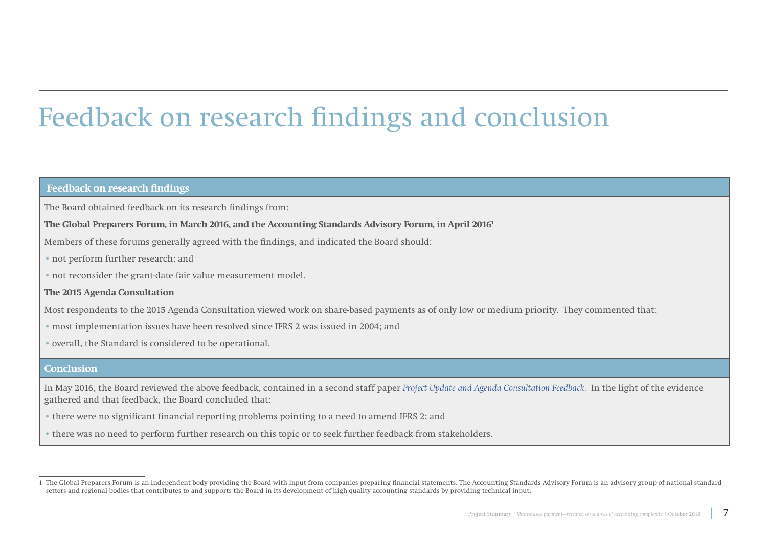# Feedback on research findings and conclusion

## Feedback on research findings

The Board obtained feedback on its research findings from:

**The Global Preparers Forum, in March 2016, and the Accounting Standards Advisory Forum, in April 2016[1]**

Members of these forums generally agreed with the findings, and indicated the Board should:

- not perform further research; and
- not reconsider the grant-date fair value measurement model.

**The 2015 Agenda Consultation**

Most respondents to the 2015 Agenda Consultation viewed work on share-based payments as of only low or medium priority. They commented that:

- most implementation issues have been resolved since IFRS 2 was issued in 2004; and
- overall, the Standard is considered to be operational.

## Conclusion

In May 2016, the Board reviewed the above feedback, contained in a second staff paper *Project Update and Agenda Consultation Feedback*. In the light of the evidence gathered and that feedback, the Board concluded that:

- there were no significant financial reporting problems pointing to a need to amend IFRS 2; and
- there was no need to perform further research on this topic or to seek further feedback from stakeholders.

1 The Global Preparers Forum is an independent body providing the Board with input from companies preparing financial statements. The Accounting Standards Advisory Forum is an advisory group of national standard-setters and regional bodies that contributes to and supports the Board in its development of high-quality accounting standards by providing technical input.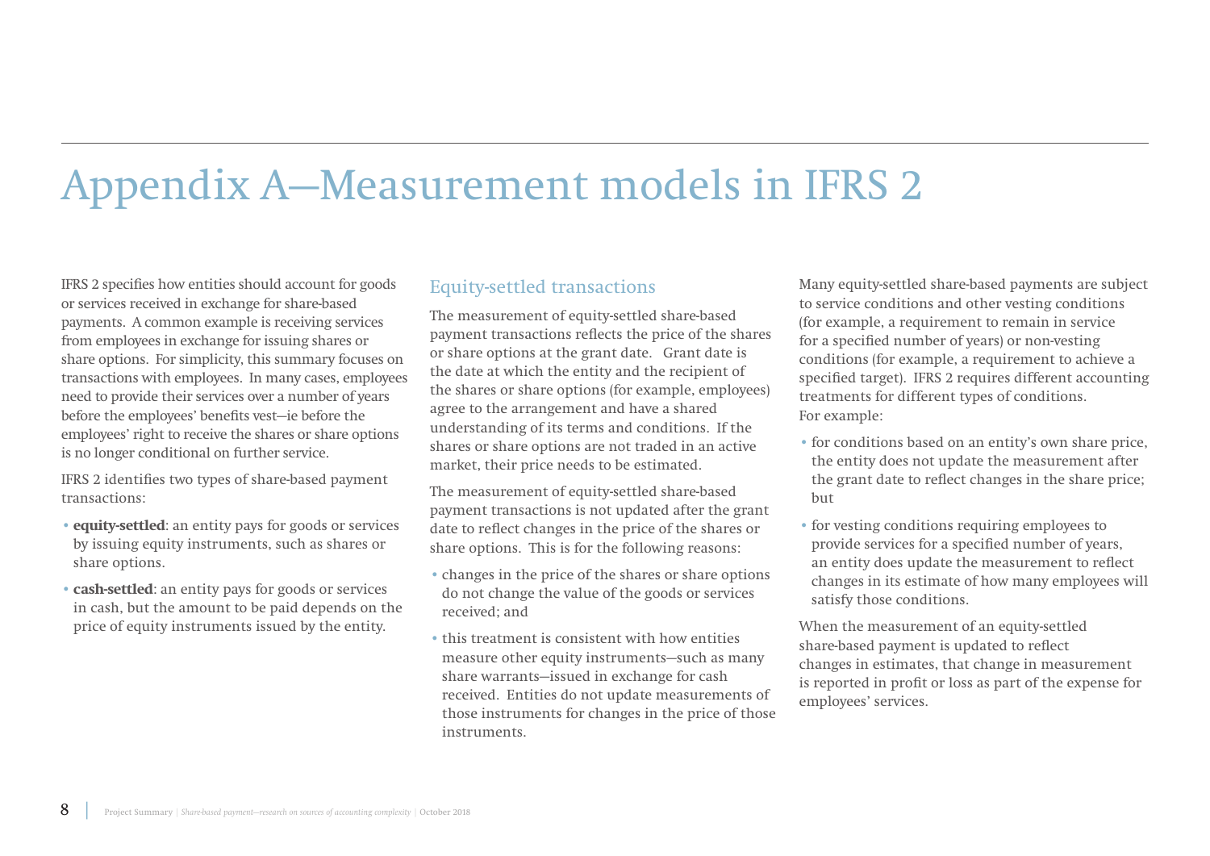# Appendix A—Measurement models in IFRS 2

IFRS 2 specifies how entities should account for goods or services received in exchange for share-based payments. A common example is receiving services from employees in exchange for issuing shares or share options. For simplicity, this summary focuses on transactions with employees. In many cases, employees need to provide their services over a number of years before the employees' benefits vest—ie before the employees' right to receive the shares or share options is no longer conditional on further service.

IFRS 2 identifies two types of share-based payment transactions:

- **equity-settled**: an entity pays for goods or services by issuing equity instruments, such as shares or share options.
- **cash-settled**: an entity pays for goods or services in cash, but the amount to be paid depends on the price of equity instruments issued by the entity.

## Equity-settled transactions

The measurement of equity-settled share-based payment transactions reflects the price of the shares or share options at the grant date. Grant date is the date at which the entity and the recipient of the shares or share options (for example, employees) agree to the arrangement and have a shared understanding of its terms and conditions. If the shares or share options are not traded in an active market, their price needs to be estimated.

The measurement of equity-settled share-based payment transactions is not updated after the grant date to reflect changes in the price of the shares or share options. This is for the following reasons:

- changes in the price of the shares or share options do not change the value of the goods or services received; and
- this treatment is consistent with how entities measure other equity instruments—such as many share warrants—issued in exchange for cash received. Entities do not update measurements of those instruments for changes in the price of those instruments.

Many equity-settled share-based payments are subject to service conditions and other vesting conditions (for example, a requirement to remain in service for a specified number of years) or non-vesting conditions (for example, a requirement to achieve a specified target). IFRS 2 requires different accounting treatments for different types of conditions. For example:

- for conditions based on an entity's own share price, the entity does not update the measurement after the grant date to reflect changes in the share price; but
- for vesting conditions requiring employees to provide services for a specified number of years, an entity does update the measurement to reflect changes in its estimate of how many employees will satisfy those conditions.

When the measurement of an equity-settled share-based payment is updated to reflect changes in estimates, that change in measurement is reported in profit or loss as part of the expense for employees' services.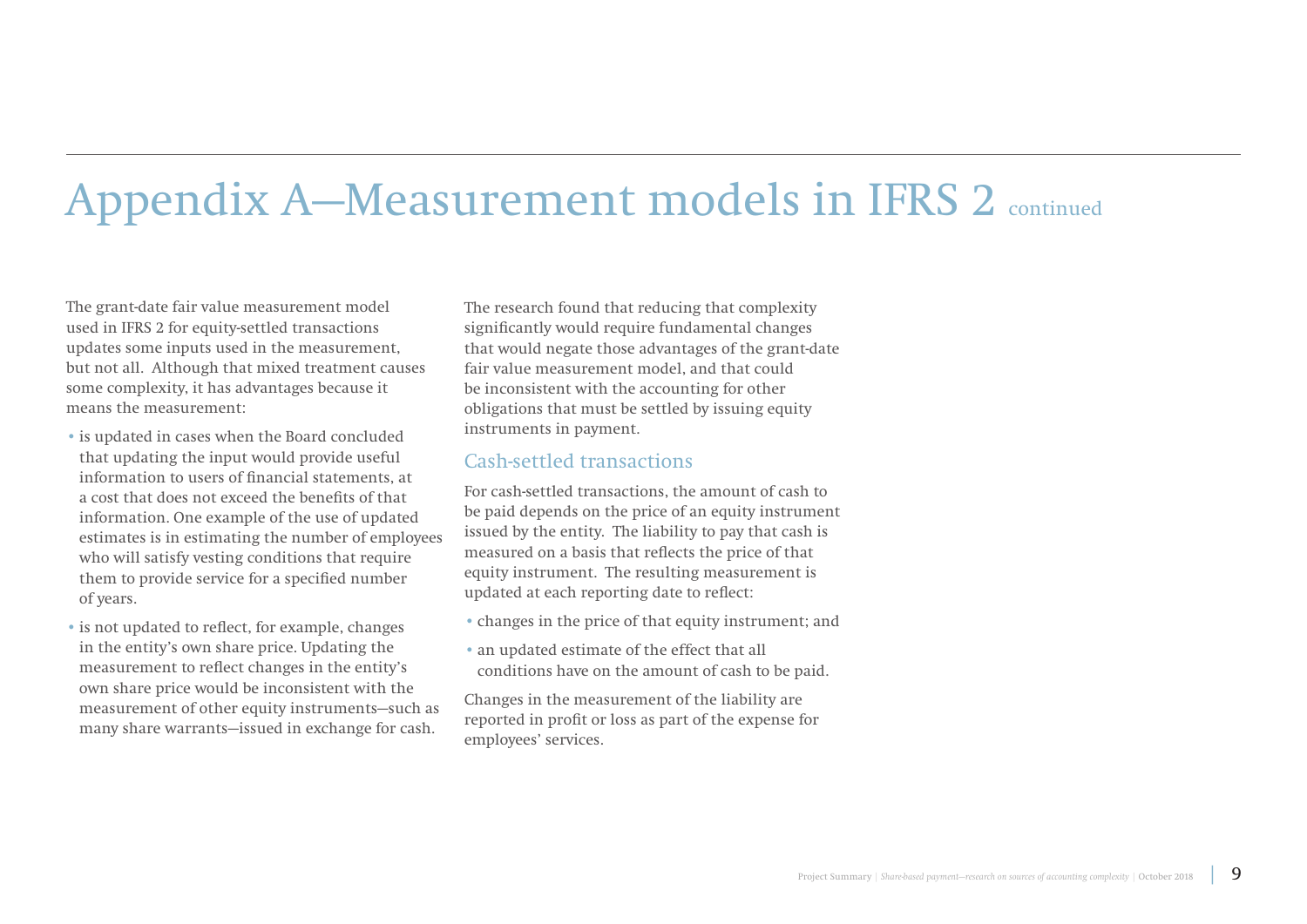# Appendix A—Measurement models in IFRS 2 continued

The grant-date fair value measurement model used in IFRS 2 for equity-settled transactions updates some inputs used in the measurement, but not all. Although that mixed treatment causes some complexity, it has advantages because it means the measurement:

- is updated in cases when the Board concluded that updating the input would provide useful information to users of financial statements, at a cost that does not exceed the benefits of that information. One example of the use of updated estimates is in estimating the number of employees who will satisfy vesting conditions that require them to provide service for a specified number of years.
- is not updated to reflect, for example, changes in the entity's own share price. Updating the measurement to reflect changes in the entity's own share price would be inconsistent with the measurement of other equity instruments—such as many share warrants—issued in exchange for cash.

The research found that reducing that complexity significantly would require fundamental changes that would negate those advantages of the grant-date fair value measurement model, and that could be inconsistent with the accounting for other obligations that must be settled by issuing equity instruments in payment.

## Cash-settled transactions

For cash-settled transactions, the amount of cash to be paid depends on the price of an equity instrument issued by the entity. The liability to pay that cash is measured on a basis that reflects the price of that equity instrument. The resulting measurement is updated at each reporting date to reflect:

- changes in the price of that equity instrument; and
- an updated estimate of the effect that all conditions have on the amount of cash to be paid.

Changes in the measurement of the liability are reported in profit or loss as part of the expense for employees' services.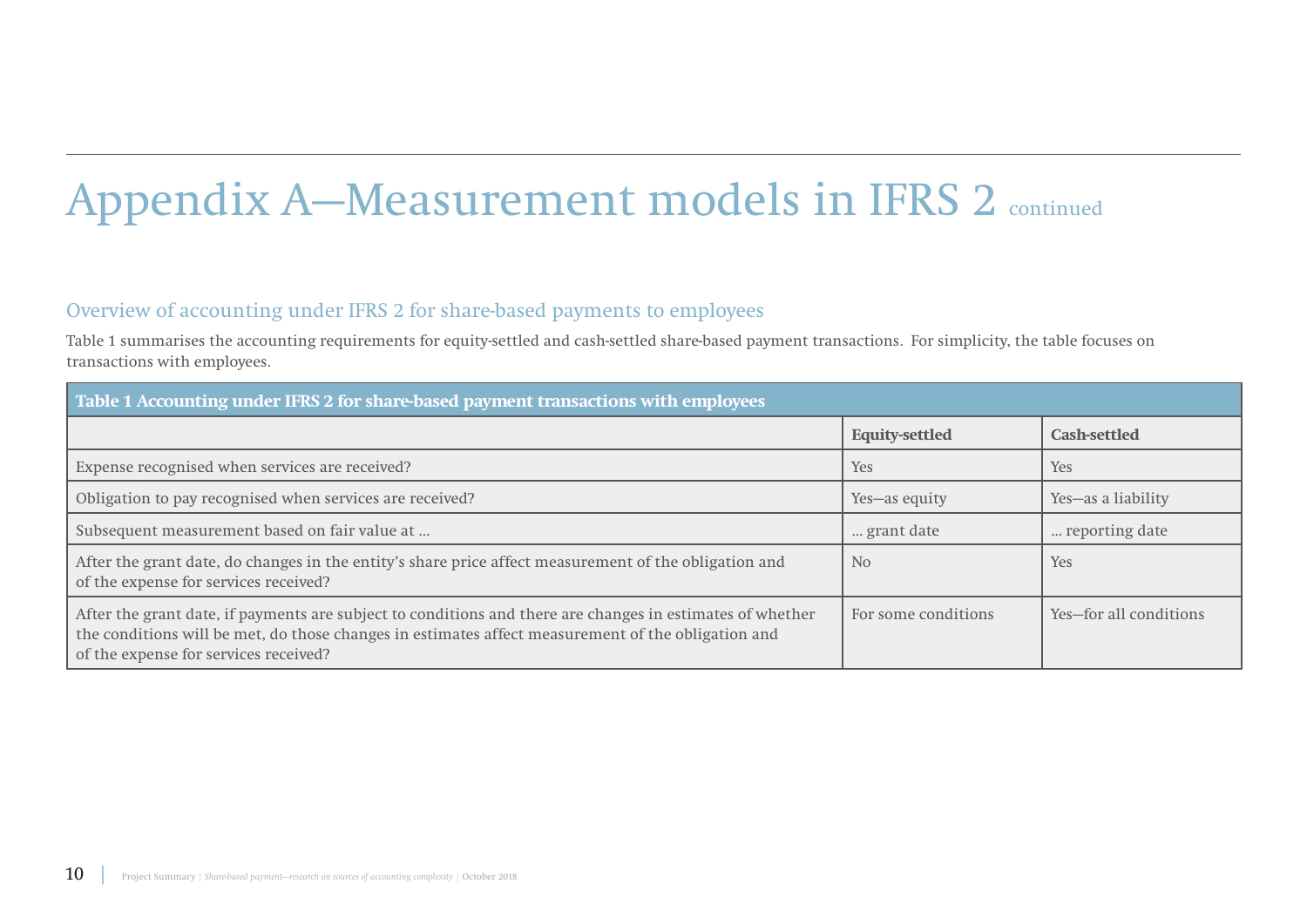# Appendix A—Measurement models in IFRS 2 continued

## Overview of accounting under IFRS 2 for share-based payments to employees

Table 1 summarises the accounting requirements for equity-settled and cash-settled share-based payment transactions. For simplicity, the table focuses on transactions with employees.

**Table 1 Accounting under IFRS 2 for share-based payment transactions with employees**

| | **Equity-settled** | **Cash-settled** |
|---|---|---|
| Expense recognised when services are received? | Yes | Yes |
| Obligation to pay recognised when services are received? | Yes—as equity | Yes—as a liability |
| Subsequent measurement based on fair value at … | … grant date | … reporting date |
| After the grant date, do changes in the entity's share price affect measurement of the obligation and of the expense for services received? | No | Yes |
| After the grant date, if payments are subject to conditions and there are changes in estimates of whether the conditions will be met, do those changes in estimates affect measurement of the obligation and of the expense for services received? | For some conditions | Yes—for all conditions |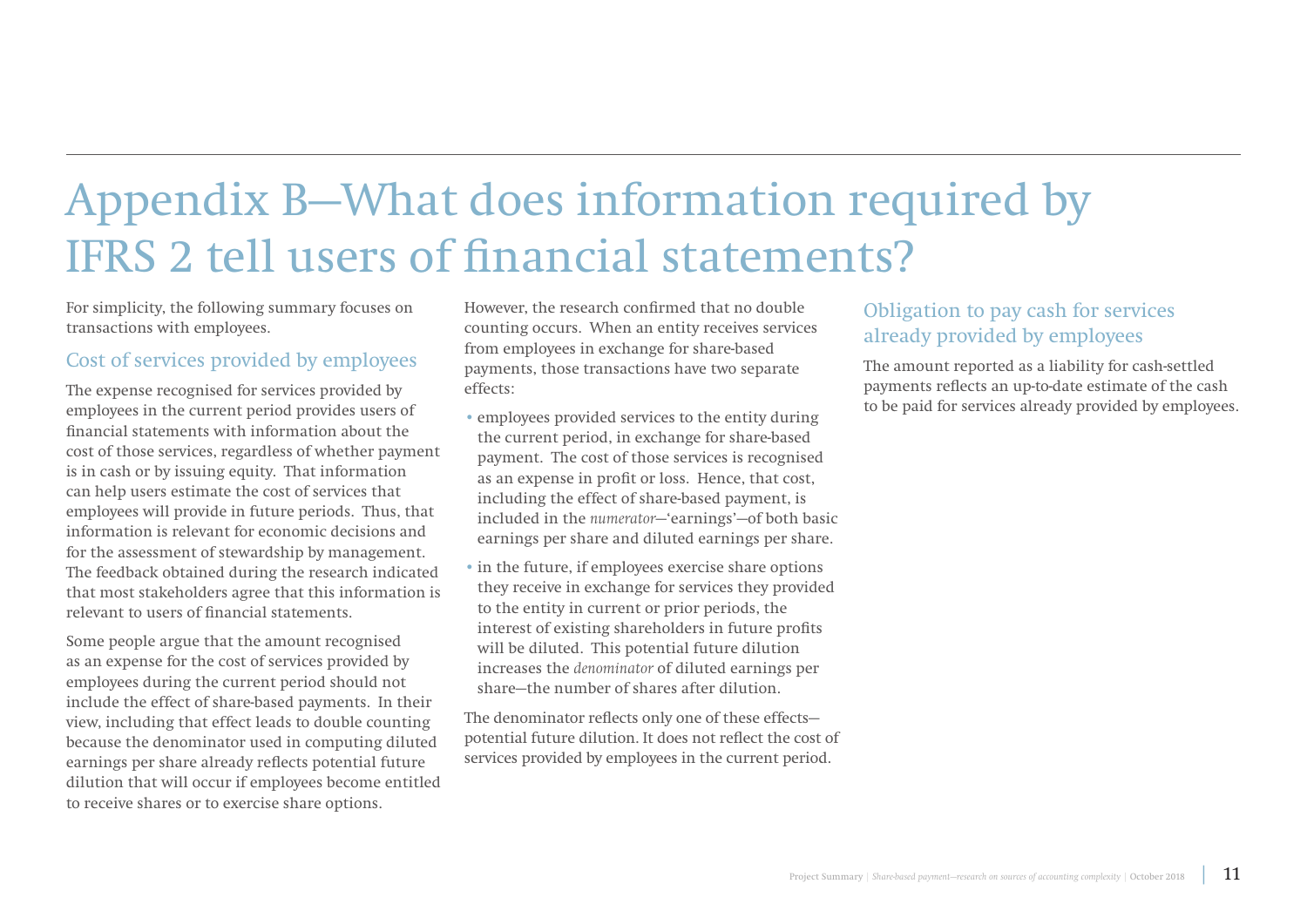# Appendix B—What does information required by IFRS 2 tell users of financial statements?

For simplicity, the following summary focuses on transactions with employees.

## Cost of services provided by employees

The expense recognised for services provided by employees in the current period provides users of financial statements with information about the cost of those services, regardless of whether payment is in cash or by issuing equity. That information can help users estimate the cost of services that employees will provide in future periods. Thus, that information is relevant for economic decisions and for the assessment of stewardship by management. The feedback obtained during the research indicated that most stakeholders agree that this information is relevant to users of financial statements.

Some people argue that the amount recognised as an expense for the cost of services provided by employees during the current period should not include the effect of share-based payments. In their view, including that effect leads to double counting because the denominator used in computing diluted earnings per share already reflects potential future dilution that will occur if employees become entitled to receive shares or to exercise share options.

However, the research confirmed that no double counting occurs. When an entity receives services from employees in exchange for share-based payments, those transactions have two separate effects:

- employees provided services to the entity during the current period, in exchange for share-based payment. The cost of those services is recognised as an expense in profit or loss. Hence, that cost, including the effect of share-based payment, is included in the *numerator*—'earnings'—of both basic earnings per share and diluted earnings per share.
- in the future, if employees exercise share options they receive in exchange for services they provided to the entity in current or prior periods, the interest of existing shareholders in future profits will be diluted. This potential future dilution increases the *denominator* of diluted earnings per share—the number of shares after dilution.

The denominator reflects only one of these effects—potential future dilution. It does not reflect the cost of services provided by employees in the current period.

## Obligation to pay cash for services already provided by employees

The amount reported as a liability for cash-settled payments reflects an up-to-date estimate of the cash to be paid for services already provided by employees.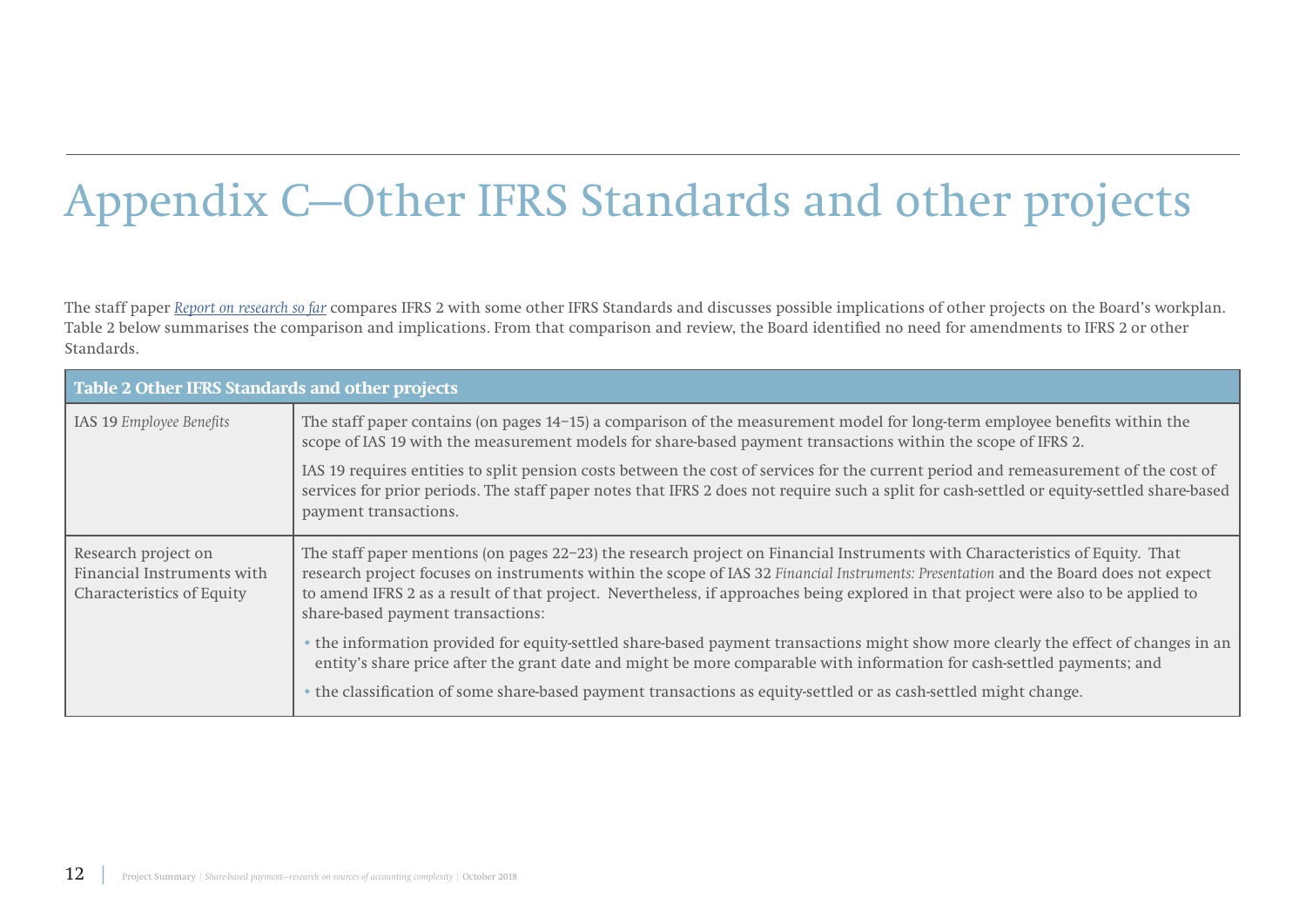# Appendix C—Other IFRS Standards and other projects

The staff paper *Report on research so far* compares IFRS 2 with some other IFRS Standards and discusses possible implications of other projects on the Board's workplan. Table 2 below summarises the comparison and implications. From that comparison and review, the Board identified no need for amendments to IFRS 2 or other Standards.

| **Table 2 Other IFRS Standards and other projects** | |
|---|---|
| IAS 19 *Employee Benefits* | The staff paper contains (on pages 14–15) a comparison of the measurement model for long-term employee benefits within the scope of IAS 19 with the measurement models for share-based payment transactions within the scope of IFRS 2.<br><br>IAS 19 requires entities to split pension costs between the cost of services for the current period and remeasurement of the cost of services for prior periods. The staff paper notes that IFRS 2 does not require such a split for cash-settled or equity-settled share-based payment transactions. |
| Research project on Financial Instruments with Characteristics of Equity | The staff paper mentions (on pages 22–23) the research project on Financial Instruments with Characteristics of Equity. That research project focuses on instruments within the scope of IAS 32 *Financial Instruments: Presentation* and the Board does not expect to amend IFRS 2 as a result of that project. Nevertheless, if approaches being explored in that project were also to be applied to share-based payment transactions:<br><br>• the information provided for equity-settled share-based payment transactions might show more clearly the effect of changes in an entity's share price after the grant date and might be more comparable with information for cash-settled payments; and<br><br>• the classification of some share-based payment transactions as equity-settled or as cash-settled might change. |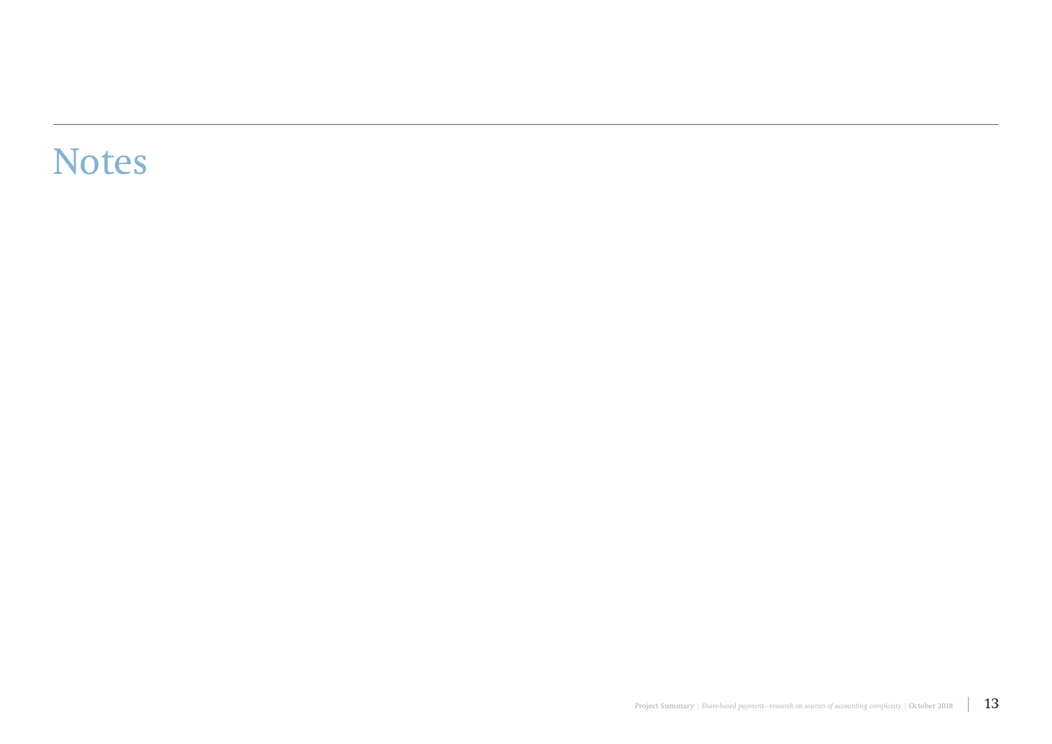# Notes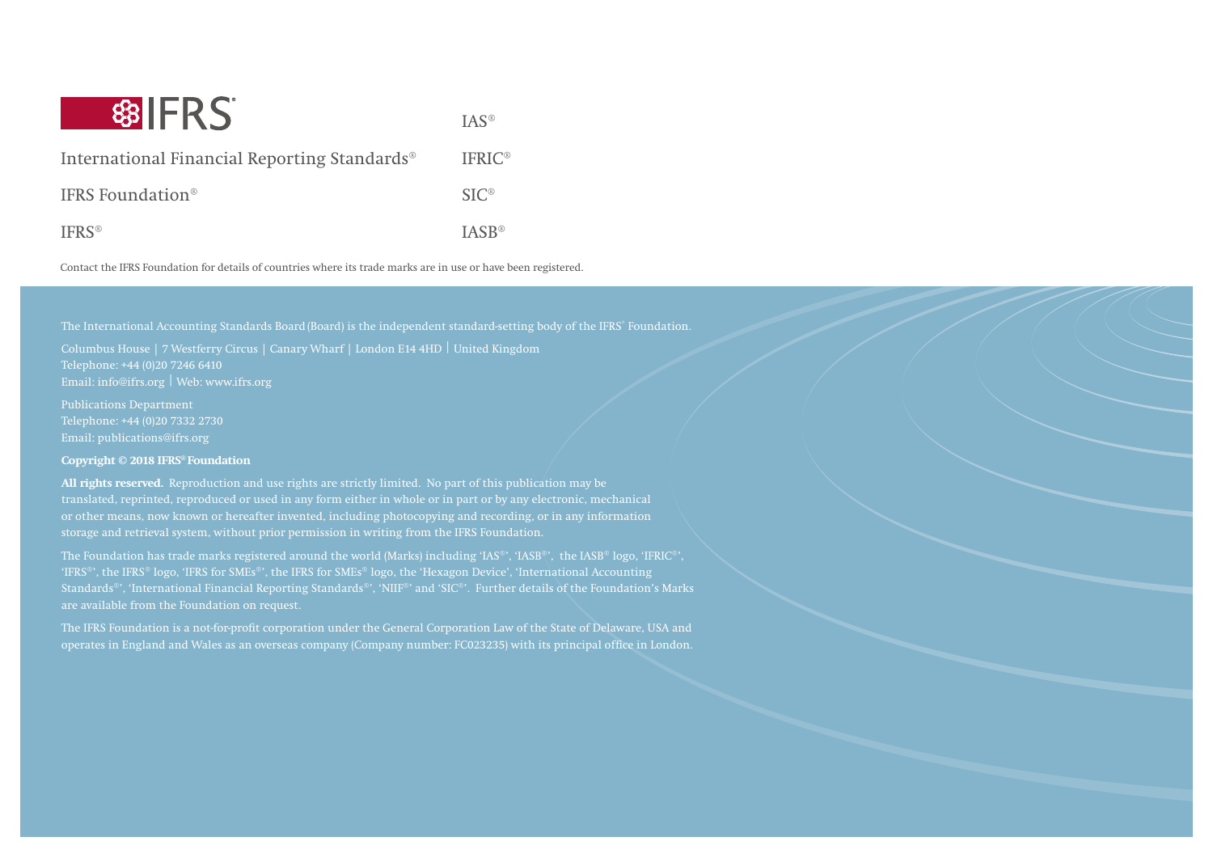IFRS®

International Financial Reporting Standards®

IFRS Foundation®

IFRS®

IAS®

IFRIC®

SIC®

IASB®

Contact the IFRS Foundation for details of countries where its trade marks are in use or have been registered.

The International Accounting Standards Board (Board) is the independent standard-setting body of the IFRS® Foundation.

Columbus House | 7 Westferry Circus | Canary Wharf | London E14 4HD | United Kingdom
Telephone: +44 (0)20 7246 6410
Email: info@ifrs.org | Web: www.ifrs.org

Publications Department
Telephone: +44 (0)20 7332 2730
Email: publications@ifrs.org

**Copyright © 2018 IFRS® Foundation**

**All rights reserved.** Reproduction and use rights are strictly limited. No part of this publication may be translated, reprinted, reproduced or used in any form either in whole or in part or by any electronic, mechanical or other means, now known or hereafter invented, including photocopying and recording, or in any information storage and retrieval system, without prior permission in writing from the IFRS Foundation.

The Foundation has trade marks registered around the world (Marks) including 'IAS®', 'IASB®', the IASB® logo, 'IFRIC®', 'IFRS®', the IFRS® logo, 'IFRS for SMEs®', the IFRS for SMEs® logo, the 'Hexagon Device', 'International Accounting Standards®', 'International Financial Reporting Standards®', 'NIIF®' and 'SIC®'. Further details of the Foundation's Marks are available from the Foundation on request.

The IFRS Foundation is a not-for-profit corporation under the General Corporation Law of the State of Delaware, USA and operates in England and Wales as an overseas company (Company number: FC023235) with its principal office in London.